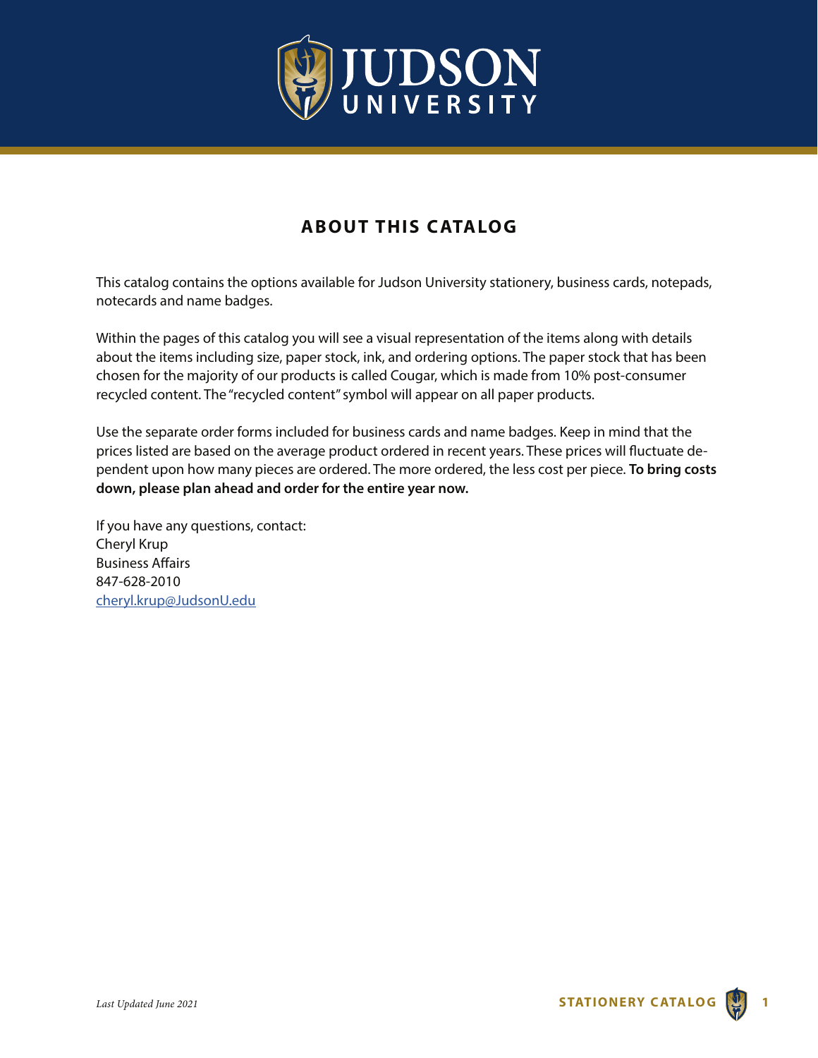# ABOUT THIS CATALOG

This catalog contains the options available for Judson University stationery, business cards, notepads, notecards and name badges.

Within the pages of this catalog you will see a visual representation of the items along with details about the items including size, paper stock, ink, and ordering options. The paper stock that has been chosen for the majority of our products is called Cougar, which is made from 10% post-consumer recycled content. The "recycled content" symbol will appear on all paper products.

Use the separate order forms included for business cards and name badges. Keep in mind that the prices listed are based on the average product ordered in recent years. These prices will fluctuate dependent upon how many pieces are ordered. The more ordered, the less cost per piece. **To bring costs down, please plan ahead and order for the entire year now.**

If you have any questions, contact:
Cheryl Krup
Business Affairs
847-628-2010
[cheryl.krup@JudsonU.edu](mailto:cheryl.krup@JudsonU.edu)

*Last Updated June 2021*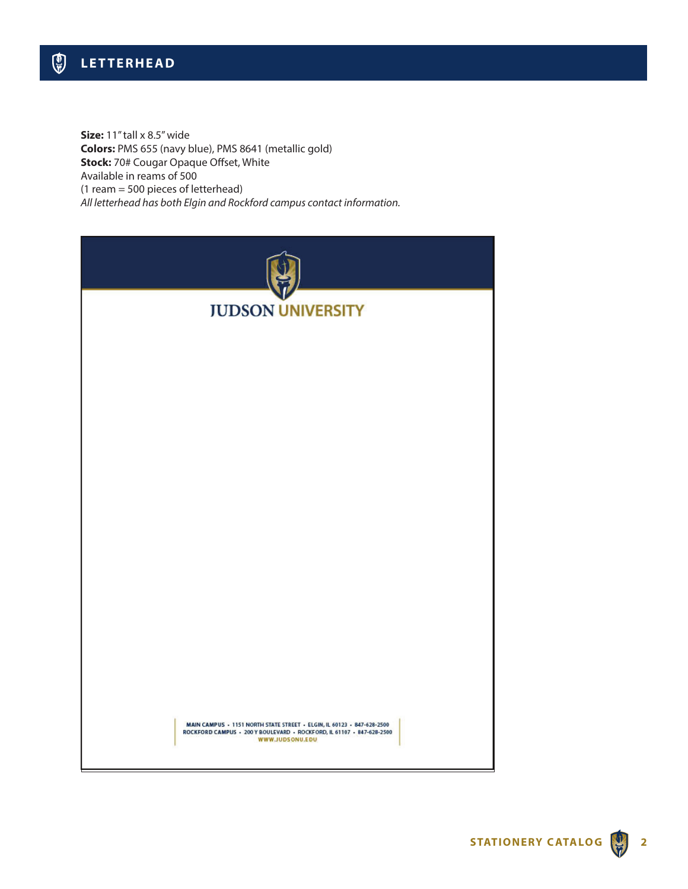# LETTERHEAD

**Size:** 11" tall x 8.5" wide
**Colors:** PMS 655 (navy blue), PMS 8641 (metallic gold)
**Stock:** 70# Cougar Opaque Offset, White
Available in reams of 500
(1 ream = 500 pieces of letterhead)
*All letterhead has both Elgin and Rockford campus contact information.*

JUDSON UNIVERSITY

MAIN CAMPUS • 1151 NORTH STATE STREET • ELGIN, IL 60123 • 847-628-2500
ROCKFORD CAMPUS • 200 Y BOULEVARD • ROCKFORD, IL 61107 • 847-628-2500
WWW.JUDSONU.EDU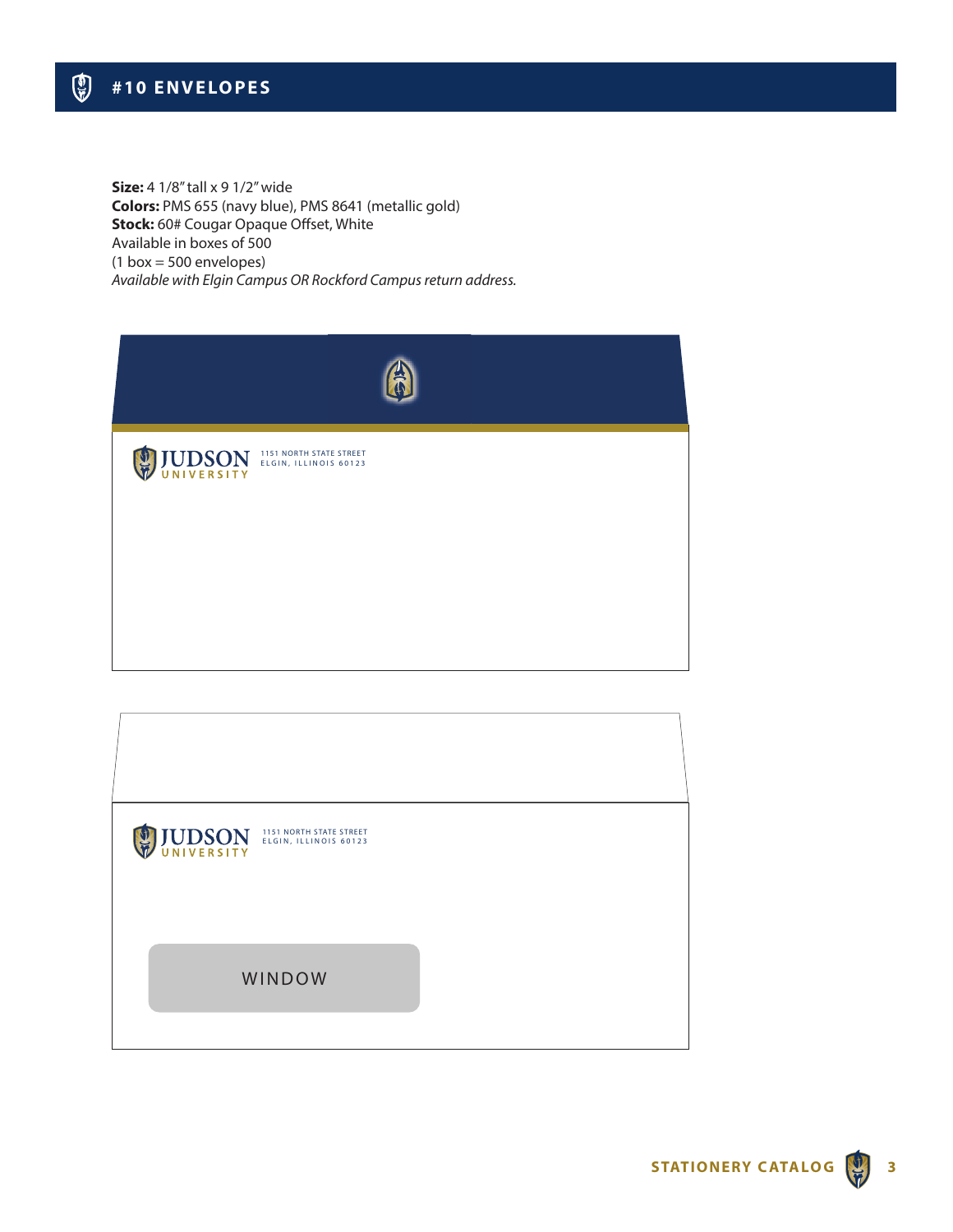# #10 ENVELOPES

**Size:** 4 1/8" tall x 9 1/2" wide
**Colors:** PMS 655 (navy blue), PMS 8641 (metallic gold)
**Stock:** 60# Cougar Opaque Offset, White
Available in boxes of 500
(1 box = 500 envelopes)
*Available with Elgin Campus OR Rockford Campus return address.*

JUDSON UNIVERSITY
1151 NORTH STATE STREET
ELGIN, ILLINOIS 60123

JUDSON UNIVERSITY
1151 NORTH STATE STREET
ELGIN, ILLINOIS 60123

WINDOW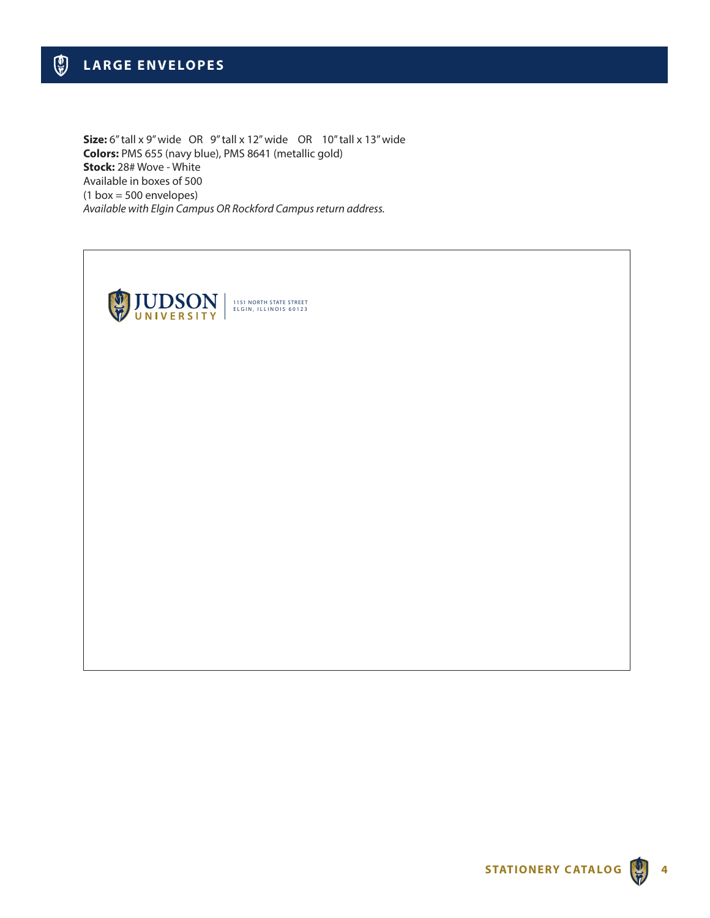# LARGE ENVELOPES

**Size:** 6" tall x 9" wide OR 9" tall x 12" wide OR 10" tall x 13" wide
**Colors:** PMS 655 (navy blue), PMS 8641 (metallic gold)
**Stock:** 28# Wove - White
Available in boxes of 500
(1 box = 500 envelopes)
*Available with Elgin Campus OR Rockford Campus return address.*

JUDSON UNIVERSITY | 1151 NORTH STATE STREET ELGIN, ILLINOIS 60123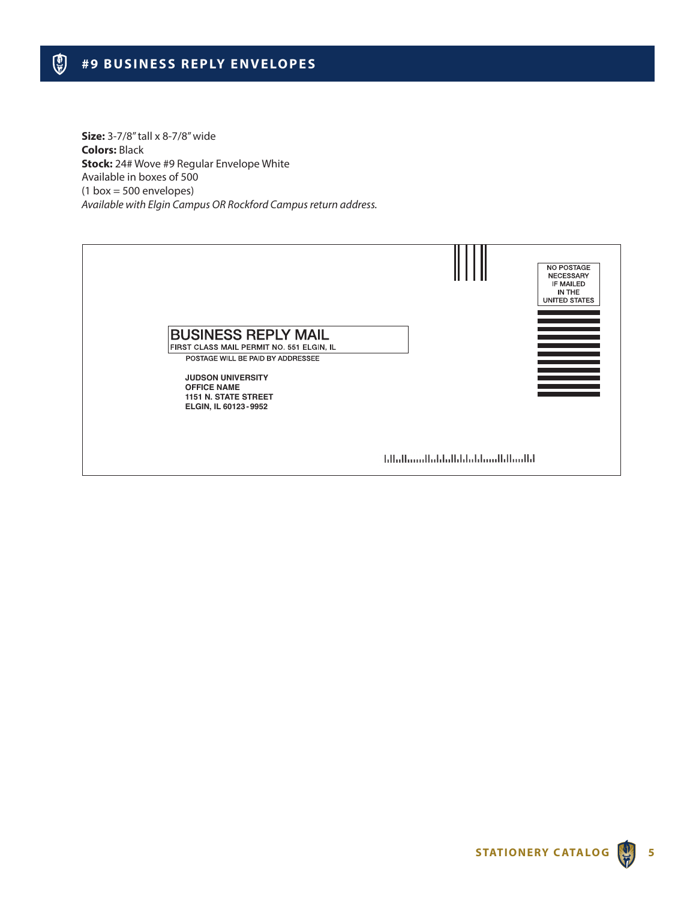# #9 BUSINESS REPLY ENVELOPES

**Size:** 3-7/8" tall x 8-7/8" wide
**Colors:** Black
**Stock:** 24# Wove #9 Regular Envelope White
Available in boxes of 500
(1 box = 500 envelopes)
*Available with Elgin Campus OR Rockford Campus return address.*

NO POSTAGE
NECESSARY
IF MAILED
IN THE
UNITED STATES

**BUSINESS REPLY MAIL**
FIRST CLASS MAIL PERMIT NO. 551 ELGIN, IL

POSTAGE WILL BE PAID BY ADDRESSEE

**JUDSON UNIVERSITY**
**OFFICE NAME**
**1151 N. STATE STREET**
**ELGIN, IL 60123-9952**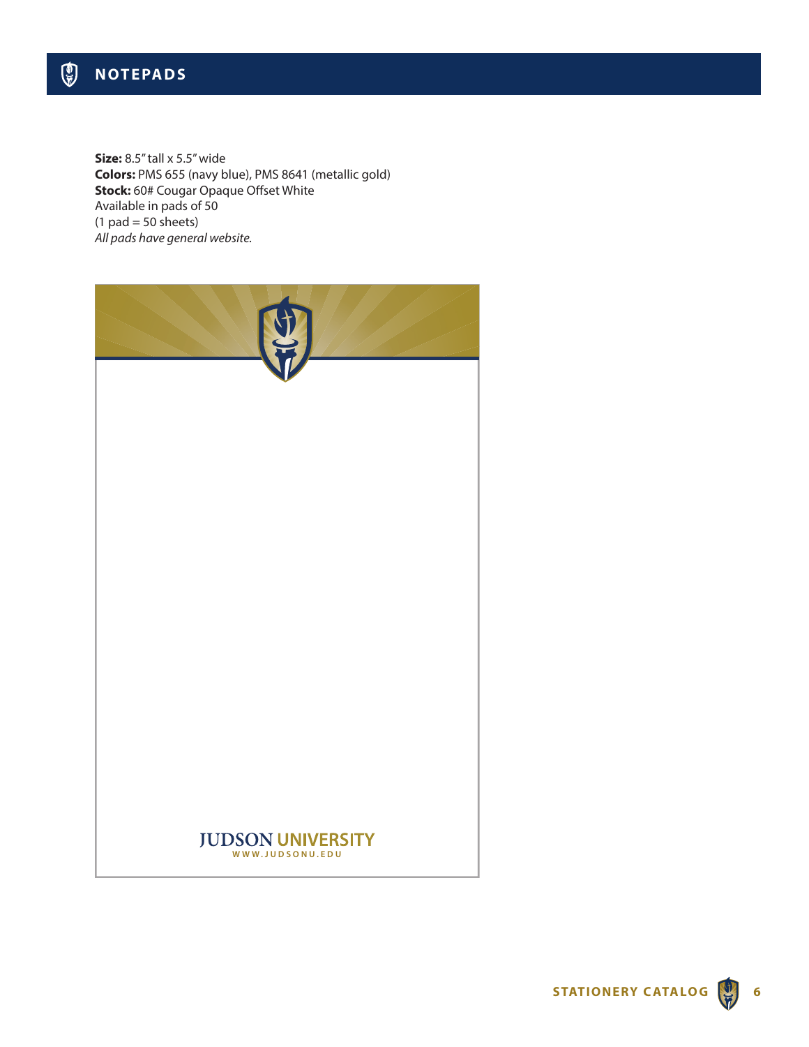# NOTEPADS

**Size:** 8.5" tall x 5.5" wide
**Colors:** PMS 655 (navy blue), PMS 8641 (metallic gold)
**Stock:** 60# Cougar Opaque Offset White
Available in pads of 50
(1 pad = 50 sheets)
*All pads have general website.*

JUDSON UNIVERSITY
WWW.JUDSONU.EDU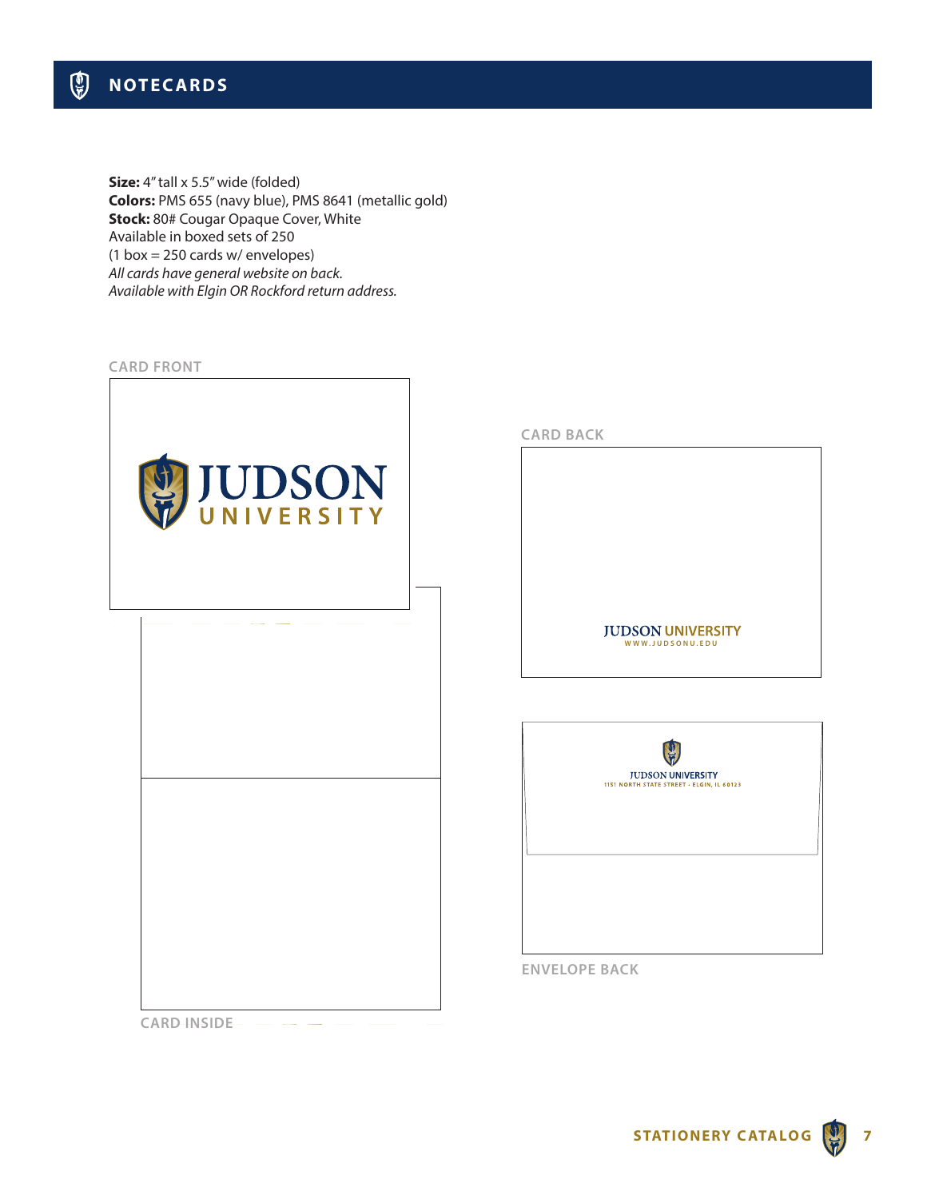# NOTECARDS

**Size:** 4" tall x 5.5" wide (folded)
**Colors:** PMS 655 (navy blue), PMS 8641 (metallic gold)
**Stock:** 80# Cougar Opaque Cover, White
Available in boxed sets of 250
(1 box = 250 cards w/ envelopes)
*All cards have general website on back.*
*Available with Elgin OR Rockford return address.*

CARD FRONT

JUDSON UNIVERSITY

CARD BACK

JUDSON UNIVERSITY
WWW.JUDSONU.EDU

JUDSON UNIVERSITY
1151 NORTH STATE STREET • ELGIN, IL 60123

ENVELOPE BACK

CARD INSIDE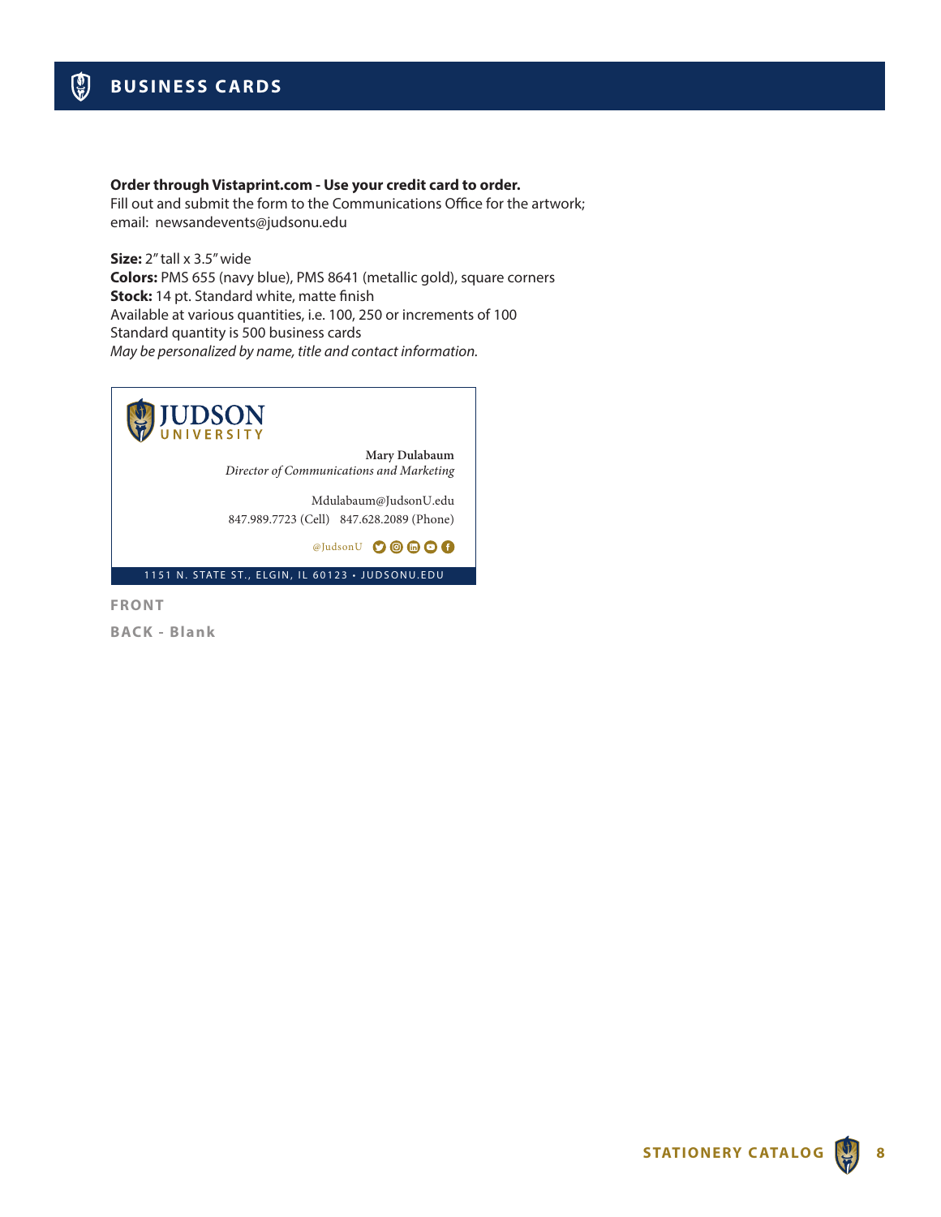# BUSINESS CARDS

**Order through Vistaprint.com - Use your credit card to order.**
Fill out and submit the form to the Communications Office for the artwork;
email: newsandevents@judsonu.edu

**Size:** 2" tall x 3.5" wide
**Colors:** PMS 655 (navy blue), PMS 8641 (metallic gold), square corners
**Stock:** 14 pt. Standard white, matte finish
Available at various quantities, i.e. 100, 250 or increments of 100
Standard quantity is 500 business cards
*May be personalized by name, title and contact information.*

JUDSON
UNIVERSITY

**Mary Dulabaum**
*Director of Communications and Marketing*

Mdulabaum@JudsonU.edu
847.989.7723 (Cell) 847.628.2089 (Phone)

@JudsonU

1151 N. STATE ST., ELGIN, IL 60123 • JUDSONU.EDU

**FRONT**

**BACK - Blank**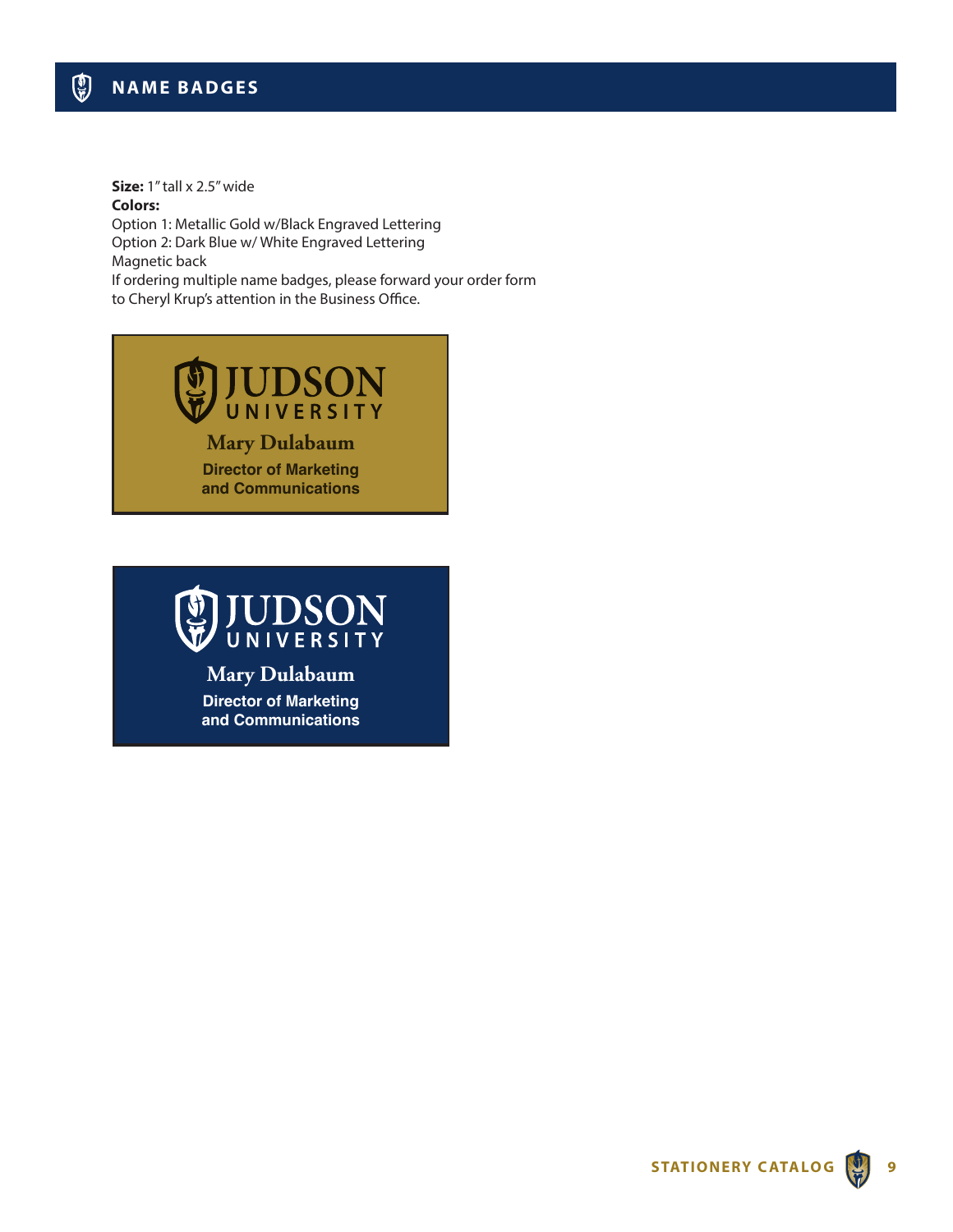# NAME BADGES

**Size:** 1" tall x 2.5" wide
**Colors:**
Option 1: Metallic Gold w/Black Engraved Lettering
Option 2: Dark Blue w/ White Engraved Lettering
Magnetic back
If ordering multiple name badges, please forward your order form to Cheryl Krup's attention in the Business Office.

JUDSON UNIVERSITY
Mary Dulabaum
Director of Marketing and Communications

JUDSON UNIVERSITY
Mary Dulabaum
Director of Marketing and Communications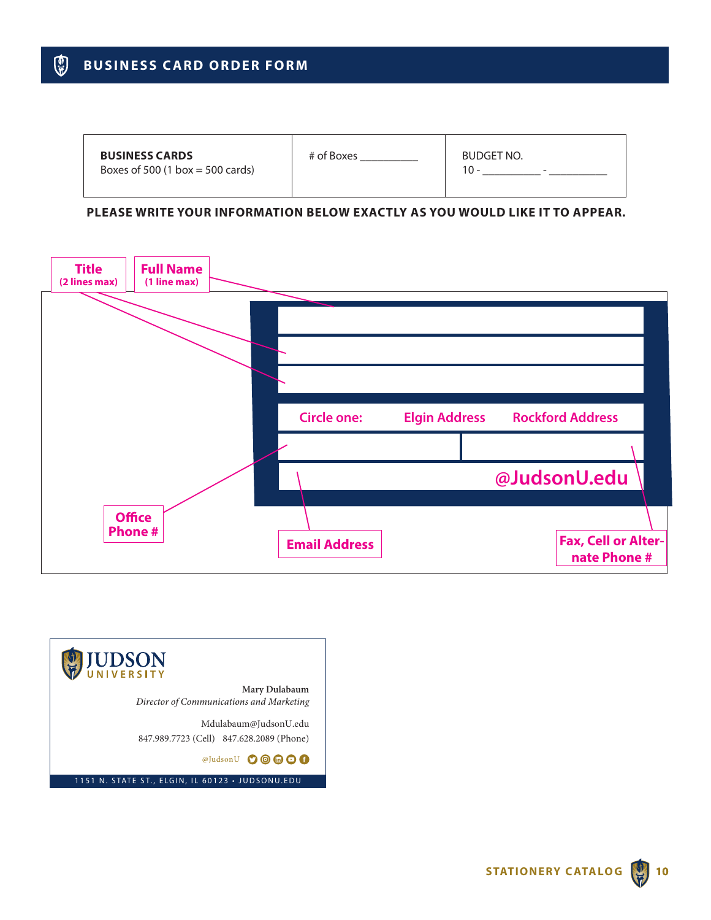# BUSINESS CARD ORDER FORM

| **BUSINESS CARDS** Boxes of 500 (1 box = 500 cards) | # of Boxes __________ | BUDGET NO. 10 - __________ - __________ |
|---|---|---|

**PLEASE WRITE YOUR INFORMATION BELOW EXACTLY AS YOU WOULD LIKE IT TO APPEAR.**

**Title** (2 lines max)

**Full Name** (1 line max)

Circle one: **Elgin Address** **Rockford Address**

**Office Phone #**

**Fax, Cell or Alternate Phone #**

**Email Address** @JudsonU.edu

JUDSON UNIVERSITY

Mary Dulabaum
*Director of Communications and Marketing*

Mdulabaum@JudsonU.edu
847.989.7723 (Cell) 847.628.2089 (Phone)

@JudsonU

1151 N. STATE ST., ELGIN, IL 60123 • JUDSONU.EDU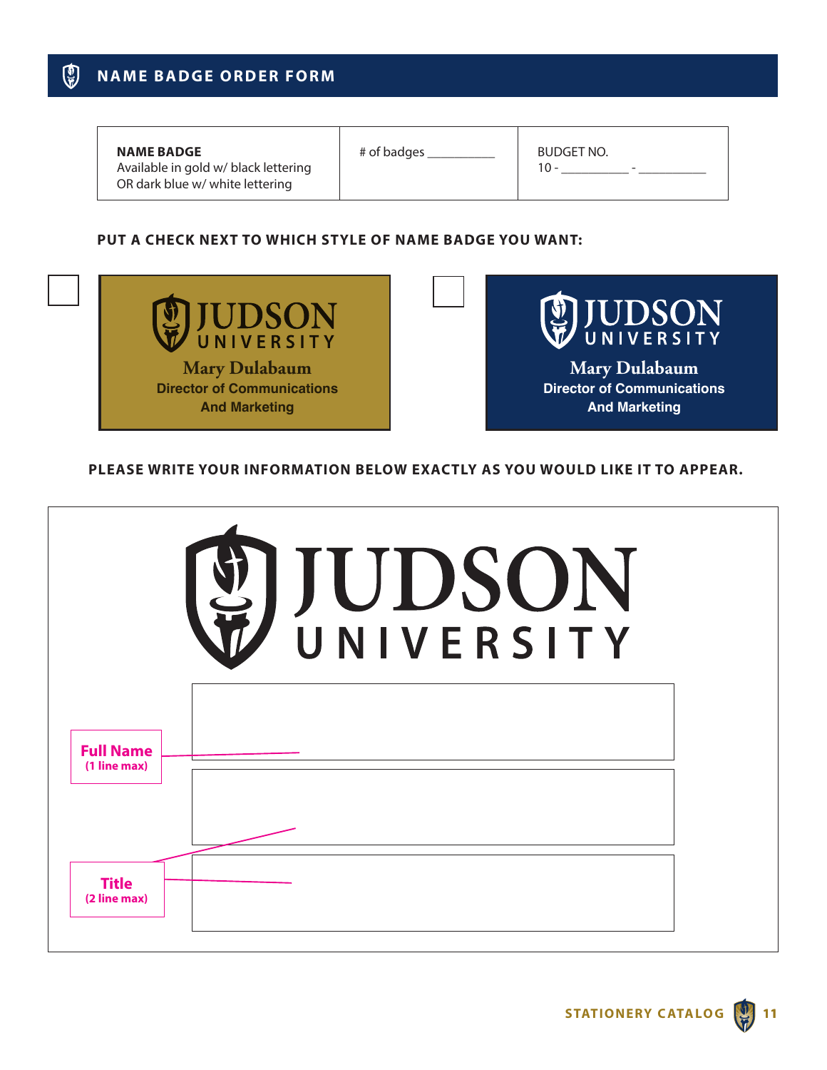## NAME BADGE ORDER FORM

| | | |
|---|---|---|
| **NAME BADGE**<br>Available in gold w/ black lettering<br>OR dark blue w/ white lettering | # of badges __________ | BUDGET NO.<br>10 - __________ - __________ |

**PUT A CHECK NEXT TO WHICH STYLE OF NAME BADGE YOU WANT:**

☐ JUDSON UNIVERSITY
Mary Dulabaum
Director of Communications
And Marketing

☐ JUDSON UNIVERSITY
Mary Dulabaum
Director of Communications
And Marketing

**PLEASE WRITE YOUR INFORMATION BELOW EXACTLY AS YOU WOULD LIKE IT TO APPEAR.**

JUDSON UNIVERSITY

**Full Name**
**(1 line max)**

**Title**
**(2 line max)**